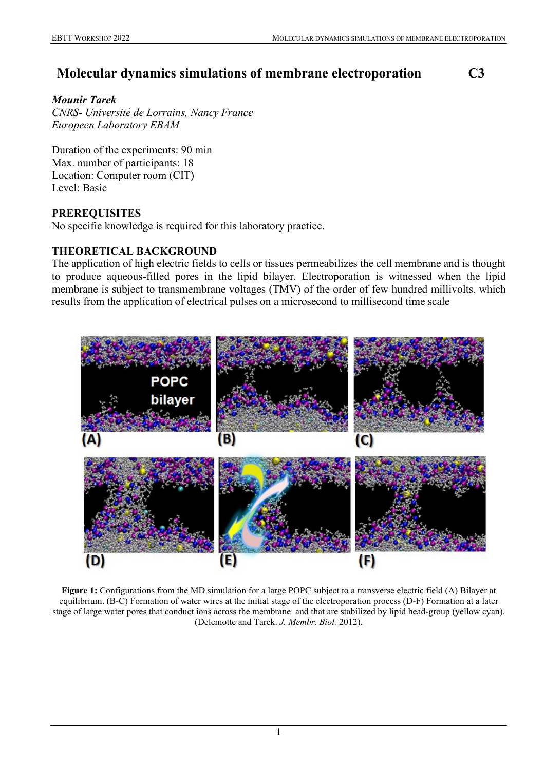# Molecular dynamics simulations of membrane electroporation C3

***Mounir Tarek***
*CNRS- Université de Lorrains, Nancy France*
*Europeen Laboratory EBAM*

Duration of the experiments: 90 min
Max. number of participants: 18
Location: Computer room (CIT)
Level: Basic

## PREREQUISITES

No specific knowledge is required for this laboratory practice.

## THEORETICAL BACKGROUND

The application of high electric fields to cells or tissues permeabilizes the cell membrane and is thought to produce aqueous-filled pores in the lipid bilayer. Electroporation is witnessed when the lipid membrane is subject to transmembrane voltages (TMV) of the order of few hundred millivolts, which results from the application of electrical pulses on a microsecond to millisecond time scale

POPC bilayer

(A) (B) (C)

(D) (E) (F)

**Figure 1:** Configurations from the MD simulation for a large POPC subject to a transverse electric field (A) Bilayer at equilibrium. (B-C) Formation of water wires at the initial stage of the electroporation process (D-F) Formation at a later stage of large water pores that conduct ions across the membrane and that are stabilized by lipid head-group (yellow cyan). (Delemotte and Tarek. *J. Membr. Biol.* 2012).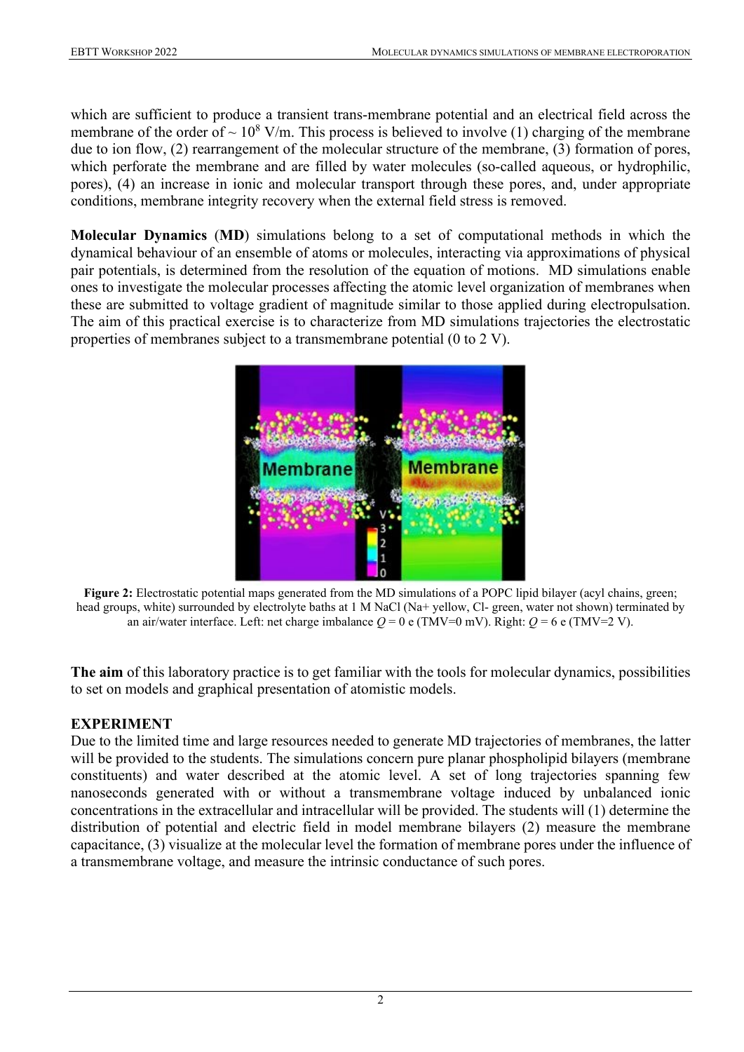which are sufficient to produce a transient trans-membrane potential and an electrical field across the membrane of the order of ~ $10^8$ V/m. This process is believed to involve (1) charging of the membrane due to ion flow, (2) rearrangement of the molecular structure of the membrane, (3) formation of pores, which perforate the membrane and are filled by water molecules (so-called aqueous, or hydrophilic, pores), (4) an increase in ionic and molecular transport through these pores, and, under appropriate conditions, membrane integrity recovery when the external field stress is removed.

**Molecular Dynamics** (**MD**) simulations belong to a set of computational methods in which the dynamical behaviour of an ensemble of atoms or molecules, interacting via approximations of physical pair potentials, is determined from the resolution of the equation of motions. MD simulations enable ones to investigate the molecular processes affecting the atomic level organization of membranes when these are submitted to voltage gradient of magnitude similar to those applied during electropulsation. The aim of this practical exercise is to characterize from MD simulations trajectories the electrostatic properties of membranes subject to a transmembrane potential (0 to 2 V).

**Figure 2:** Electrostatic potential maps generated from the MD simulations of a POPC lipid bilayer (acyl chains, green; head groups, white) surrounded by electrolyte baths at 1 M NaCl (Na+ yellow, Cl- green, water not shown) terminated by an air/water interface. Left: net charge imbalance $Q = 0$ e (TMV=0 mV). Right: $Q = 6$ e (TMV=2 V).

**The aim** of this laboratory practice is to get familiar with the tools for molecular dynamics, possibilities to set on models and graphical presentation of atomistic models.

## EXPERIMENT

Due to the limited time and large resources needed to generate MD trajectories of membranes, the latter will be provided to the students. The simulations concern pure planar phospholipid bilayers (membrane constituents) and water described at the atomic level. A set of long trajectories spanning few nanoseconds generated with or without a transmembrane voltage induced by unbalanced ionic concentrations in the extracellular and intracellular will be provided. The students will (1) determine the distribution of potential and electric field in model membrane bilayers (2) measure the membrane capacitance, (3) visualize at the molecular level the formation of membrane pores under the influence of a transmembrane voltage, and measure the intrinsic conductance of such pores.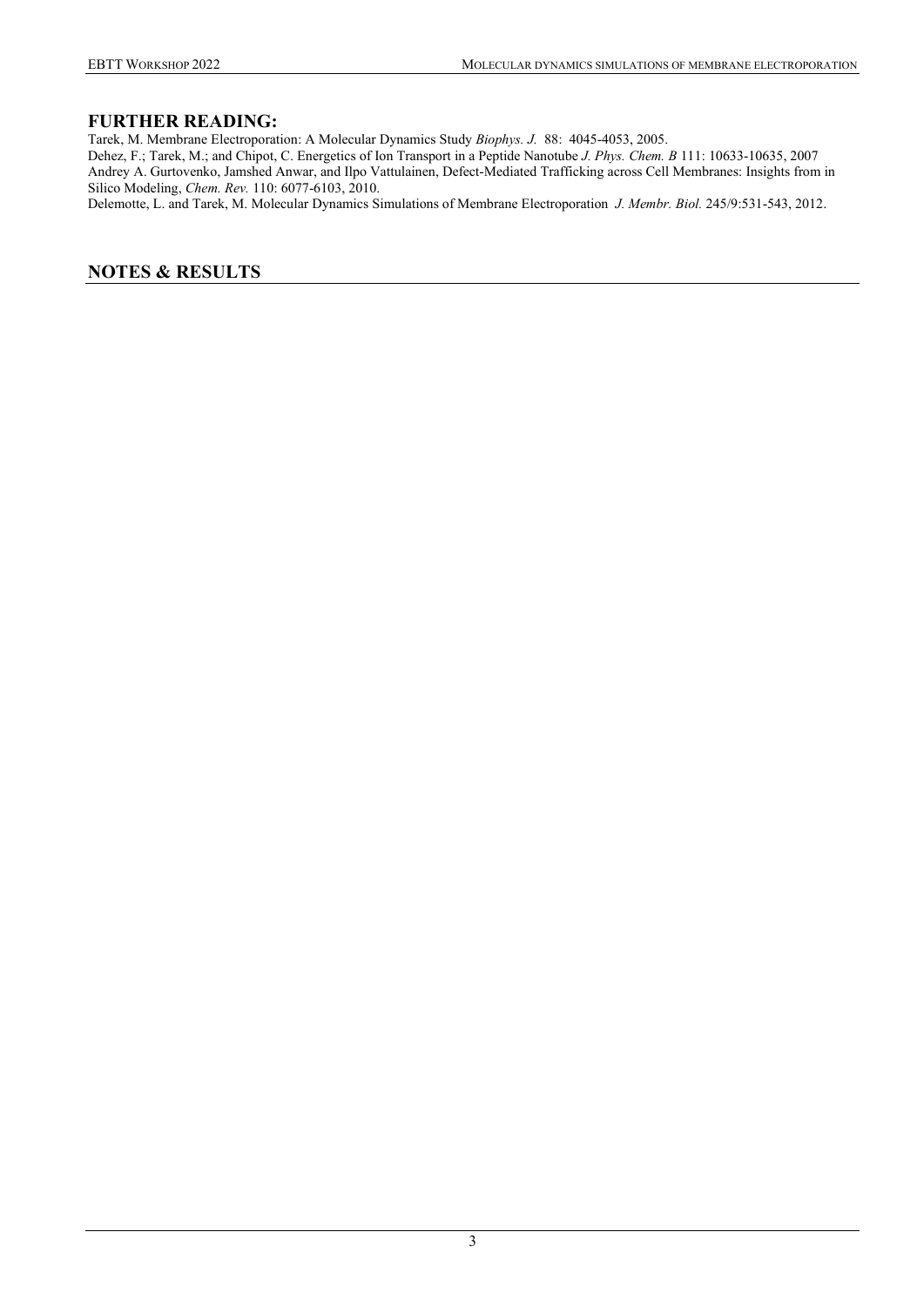## FURTHER READING:

Tarek, M. Membrane Electroporation: A Molecular Dynamics Study *Biophys. J.* 88: 4045-4053, 2005.
Dehez, F.; Tarek, M.; and Chipot, C. Energetics of Ion Transport in a Peptide Nanotube *J. Phys. Chem. B* 111: 10633-10635, 2007
Andrey A. Gurtovenko, Jamshed Anwar, and Ilpo Vattulainen, Defect-Mediated Trafficking across Cell Membranes: Insights from in Silico Modeling, *Chem. Rev.* 110: 6077-6103, 2010.
Delemotte, L. and Tarek, M. Molecular Dynamics Simulations of Membrane Electroporation *J. Membr. Biol.* 245/9:531-543, 2012.

## NOTES & RESULTS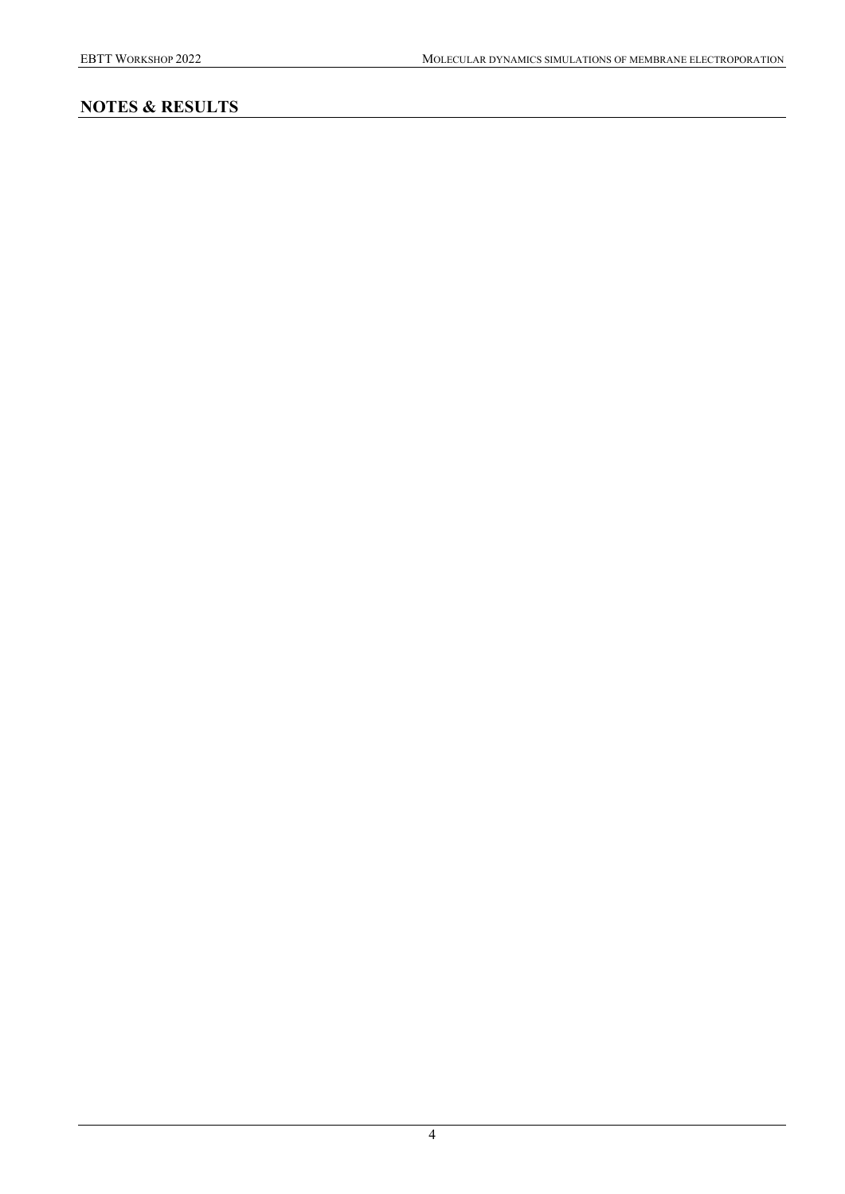## NOTES & RESULTS